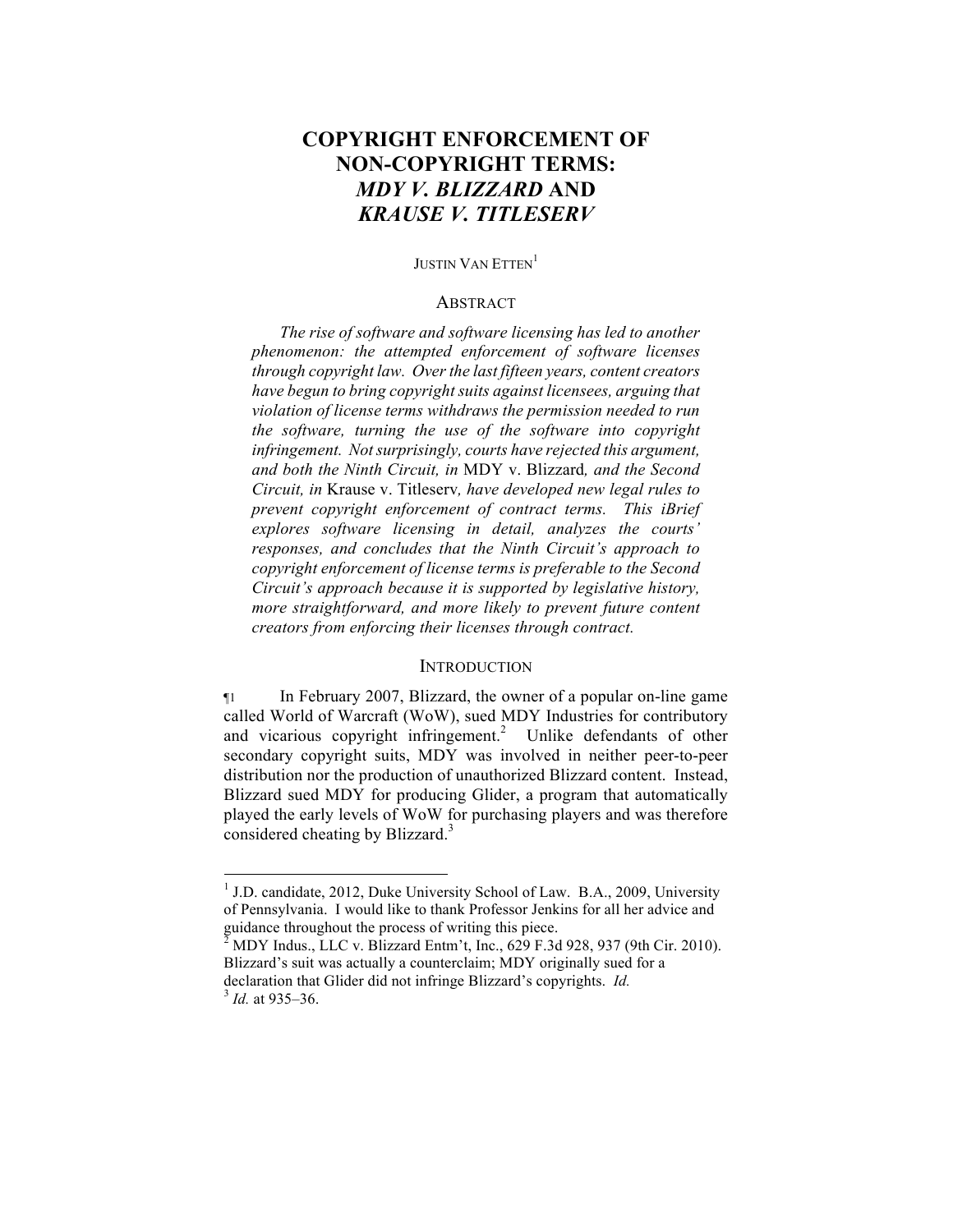# COPYRIGHT ENFORCEMENT OF NON-COPYRIGHT TERMS: *MDY V. BLIZZARD* AND *KRAUSE V. TITLESERV*

JUSTIN VAN ETTEN[1]

## ABSTRACT

*The rise of software and software licensing has led to another phenomenon: the attempted enforcement of software licenses through copyright law. Over the last fifteen years, content creators have begun to bring copyright suits against licensees, arguing that violation of license terms withdraws the permission needed to run the software, turning the use of the software into copyright infringement. Not surprisingly, courts have rejected this argument, and both the Ninth Circuit, in* MDY v. Blizzard*, and the Second Circuit, in* Krause v. Titleserv*, have developed new legal rules to prevent copyright enforcement of contract terms. This iBrief explores software licensing in detail, analyzes the courts' responses, and concludes that the Ninth Circuit's approach to copyright enforcement of license terms is preferable to the Second Circuit's approach because it is supported by legislative history, more straightforward, and more likely to prevent future content creators from enforcing their licenses through contract.*

## INTRODUCTION

¶1 In February 2007, Blizzard, the owner of a popular on-line game called World of Warcraft (WoW), sued MDY Industries for contributory and vicarious copyright infringement.[2] Unlike defendants of other secondary copyright suits, MDY was involved in neither peer-to-peer distribution nor the production of unauthorized Blizzard content. Instead, Blizzard sued MDY for producing Glider, a program that automatically played the early levels of WoW for purchasing players and was therefore considered cheating by Blizzard.[3]

---

[1] J.D. candidate, 2012, Duke University School of Law. B.A., 2009, University of Pennsylvania. I would like to thank Professor Jenkins for all her advice and guidance throughout the process of writing this piece.

[2] MDY Indus., LLC v. Blizzard Entm't, Inc., 629 F.3d 928, 937 (9th Cir. 2010). Blizzard's suit was actually a counterclaim; MDY originally sued for a declaration that Glider did not infringe Blizzard's copyrights. *Id.*

[3] *Id.* at 935–36.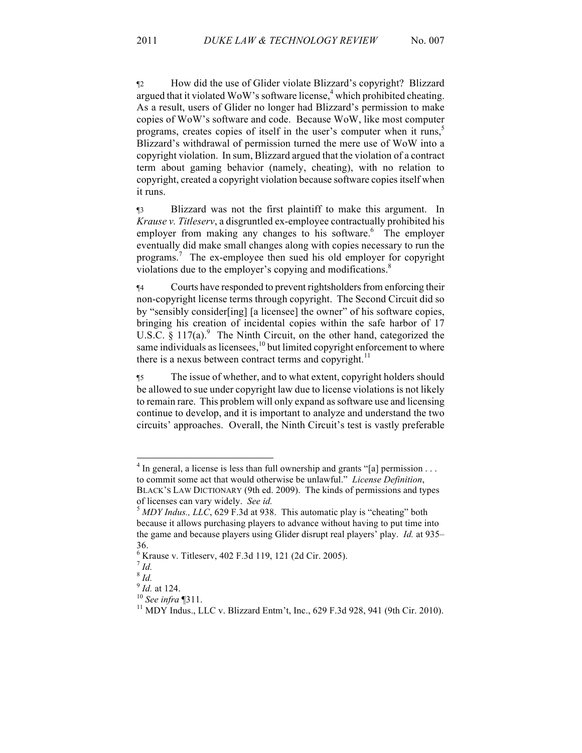¶2 How did the use of Glider violate Blizzard's copyright? Blizzard argued that it violated WoW's software license,[4] which prohibited cheating. As a result, users of Glider no longer had Blizzard's permission to make copies of WoW's software and code. Because WoW, like most computer programs, creates copies of itself in the user's computer when it runs,[5] Blizzard's withdrawal of permission turned the mere use of WoW into a copyright violation. In sum, Blizzard argued that the violation of a contract term about gaming behavior (namely, cheating), with no relation to copyright, created a copyright violation because software copies itself when it runs.

¶3 Blizzard was not the first plaintiff to make this argument. In *Krause v. Titleserv*, a disgruntled ex-employee contractually prohibited his employer from making any changes to his software.[6] The employer eventually did make small changes along with copies necessary to run the programs.[7] The ex-employee then sued his old employer for copyright violations due to the employer's copying and modifications.[8]

¶4 Courts have responded to prevent rightsholders from enforcing their non-copyright license terms through copyright. The Second Circuit did so by "sensibly consider[ing] [a licensee] the owner" of his software copies, bringing his creation of incidental copies within the safe harbor of 17 U.S.C. § 117(a).[9] The Ninth Circuit, on the other hand, categorized the same individuals as licensees,[10] but limited copyright enforcement to where there is a nexus between contract terms and copyright.[11]

¶5 The issue of whether, and to what extent, copyright holders should be allowed to sue under copyright law due to license violations is not likely to remain rare. This problem will only expand as software use and licensing continue to develop, and it is important to analyze and understand the two circuits' approaches. Overall, the Ninth Circuit's test is vastly preferable

---

[4] In general, a license is less than full ownership and grants "[a] permission . . . to commit some act that would otherwise be unlawful." *License Definition*, BLACK'S LAW DICTIONARY (9th ed. 2009). The kinds of permissions and types of licenses can vary widely. *See id.*

[5] *MDY Indus., LLC*, 629 F.3d at 938. This automatic play is "cheating" both because it allows purchasing players to advance without having to put time into the game and because players using Glider disrupt real players' play. *Id.* at 935–36.

[6] Krause v. Titleserv, 402 F.3d 119, 121 (2d Cir. 2005).

[7] *Id.*

[8] *Id.*

[9] *Id.* at 124.

[10] *See infra* ¶311.

[11] MDY Indus., LLC v. Blizzard Entm't, Inc., 629 F.3d 928, 941 (9th Cir. 2010).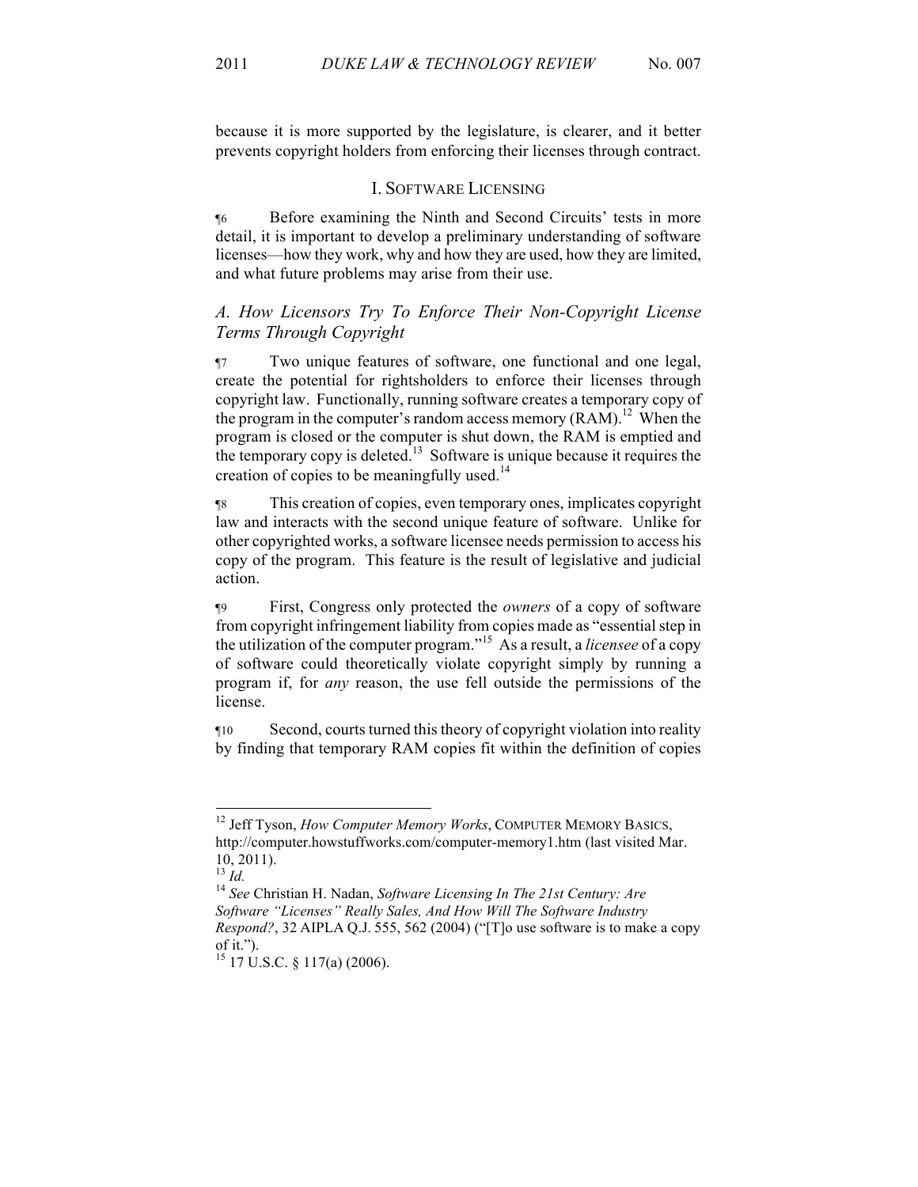because it is more supported by the legislature, is clearer, and it better prevents copyright holders from enforcing their licenses through contract.

## I. SOFTWARE LICENSING

¶6 Before examining the Ninth and Second Circuits' tests in more detail, it is important to develop a preliminary understanding of software licenses—how they work, why and how they are used, how they are limited, and what future problems may arise from their use.

### *A. How Licensors Try To Enforce Their Non-Copyright License Terms Through Copyright*

¶7 Two unique features of software, one functional and one legal, create the potential for rightsholders to enforce their licenses through copyright law. Functionally, running software creates a temporary copy of the program in the computer's random access memory (RAM).[12] When the program is closed or the computer is shut down, the RAM is emptied and the temporary copy is deleted.[13] Software is unique because it requires the creation of copies to be meaningfully used.[14]

¶8 This creation of copies, even temporary ones, implicates copyright law and interacts with the second unique feature of software. Unlike for other copyrighted works, a software licensee needs permission to access his copy of the program. This feature is the result of legislative and judicial action.

¶9 First, Congress only protected the *owners* of a copy of software from copyright infringement liability from copies made as "essential step in the utilization of the computer program."[15] As a result, a *licensee* of a copy of software could theoretically violate copyright simply by running a program if, for *any* reason, the use fell outside the permissions of the license.

¶10 Second, courts turned this theory of copyright violation into reality by finding that temporary RAM copies fit within the definition of copies

---

[12] Jeff Tyson, *How Computer Memory Works*, COMPUTER MEMORY BASICS, http://computer.howstuffworks.com/computer-memory1.htm (last visited Mar. 10, 2011).

[13] *Id.*

[14] *See* Christian H. Nadan, *Software Licensing In The 21st Century: Are Software "Licenses" Really Sales, And How Will The Software Industry Respond?*, 32 AIPLA Q.J. 555, 562 (2004) ("[T]o use software is to make a copy of it.").

[15] 17 U.S.C. § 117(a) (2006).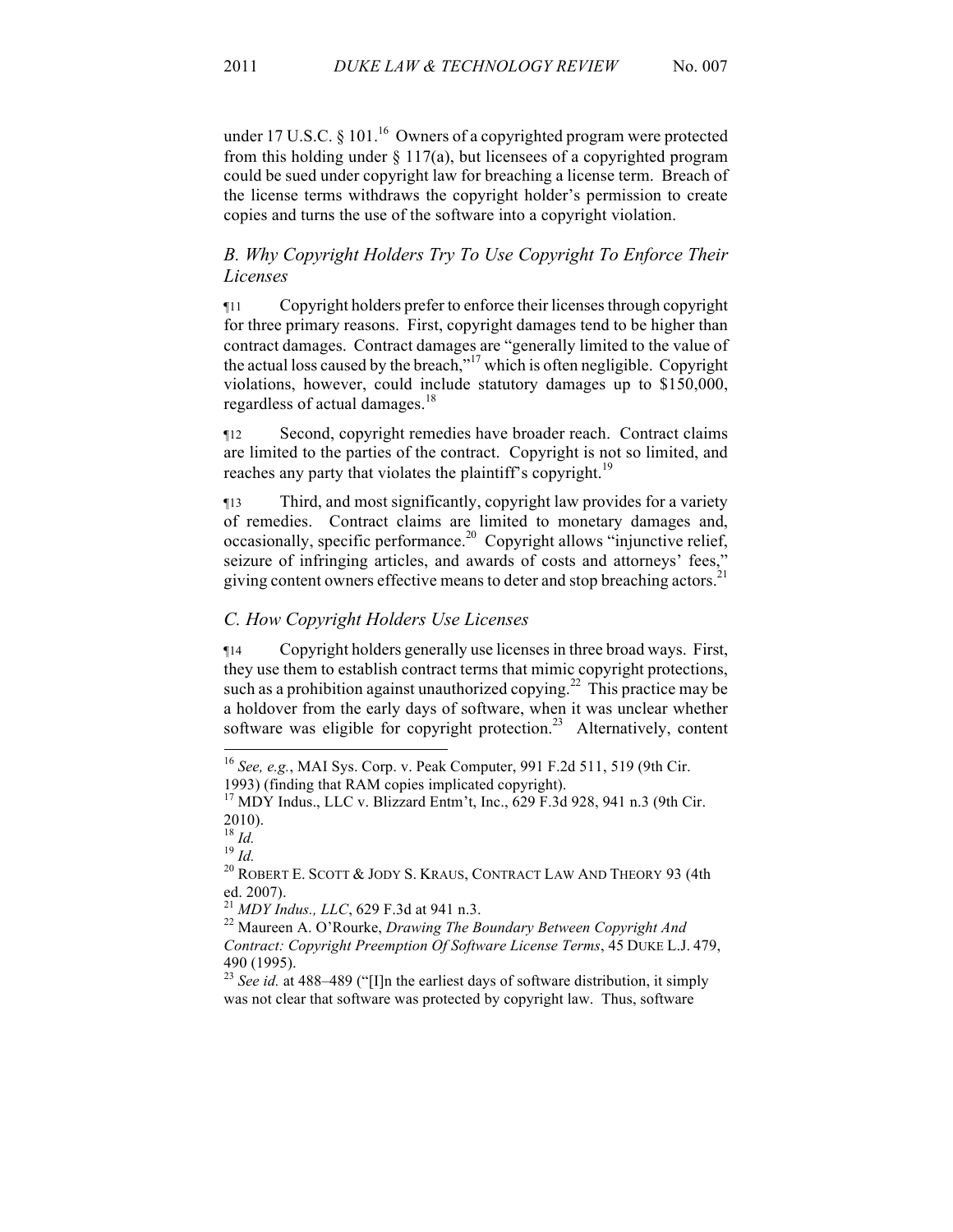under 17 U.S.C. § 101.[16] Owners of a copyrighted program were protected from this holding under § 117(a), but licensees of a copyrighted program could be sued under copyright law for breaching a license term. Breach of the license terms withdraws the copyright holder's permission to create copies and turns the use of the software into a copyright violation.

### *B. Why Copyright Holders Try To Use Copyright To Enforce Their Licenses*

¶11 Copyright holders prefer to enforce their licenses through copyright for three primary reasons. First, copyright damages tend to be higher than contract damages. Contract damages are "generally limited to the value of the actual loss caused by the breach,"[17] which is often negligible. Copyright violations, however, could include statutory damages up to $150,000, regardless of actual damages.[18]

¶12 Second, copyright remedies have broader reach. Contract claims are limited to the parties of the contract. Copyright is not so limited, and reaches any party that violates the plaintiff's copyright.[19]

¶13 Third, and most significantly, copyright law provides for a variety of remedies. Contract claims are limited to monetary damages and, occasionally, specific performance.[20] Copyright allows "injunctive relief, seizure of infringing articles, and awards of costs and attorneys' fees," giving content owners effective means to deter and stop breaching actors.[21]

### *C. How Copyright Holders Use Licenses*

¶14 Copyright holders generally use licenses in three broad ways. First, they use them to establish contract terms that mimic copyright protections, such as a prohibition against unauthorized copying.[22] This practice may be a holdover from the early days of software, when it was unclear whether software was eligible for copyright protection.[23] Alternatively, content

---

[16] *See, e.g.*, MAI Sys. Corp. v. Peak Computer, 991 F.2d 511, 519 (9th Cir. 1993) (finding that RAM copies implicated copyright).

[17] MDY Indus., LLC v. Blizzard Entm't, Inc., 629 F.3d 928, 941 n.3 (9th Cir. 2010).

[18] *Id.*

[19] *Id.*

[20] ROBERT E. SCOTT & JODY S. KRAUS, CONTRACT LAW AND THEORY 93 (4th ed. 2007).

[21] *MDY Indus., LLC*, 629 F.3d at 941 n.3.

[22] Maureen A. O'Rourke, *Drawing The Boundary Between Copyright And Contract: Copyright Preemption Of Software License Terms*, 45 DUKE L.J. 479, 490 (1995).

[23] *See id.* at 488–489 ("[I]n the earliest days of software distribution, it simply was not clear that software was protected by copyright law. Thus, software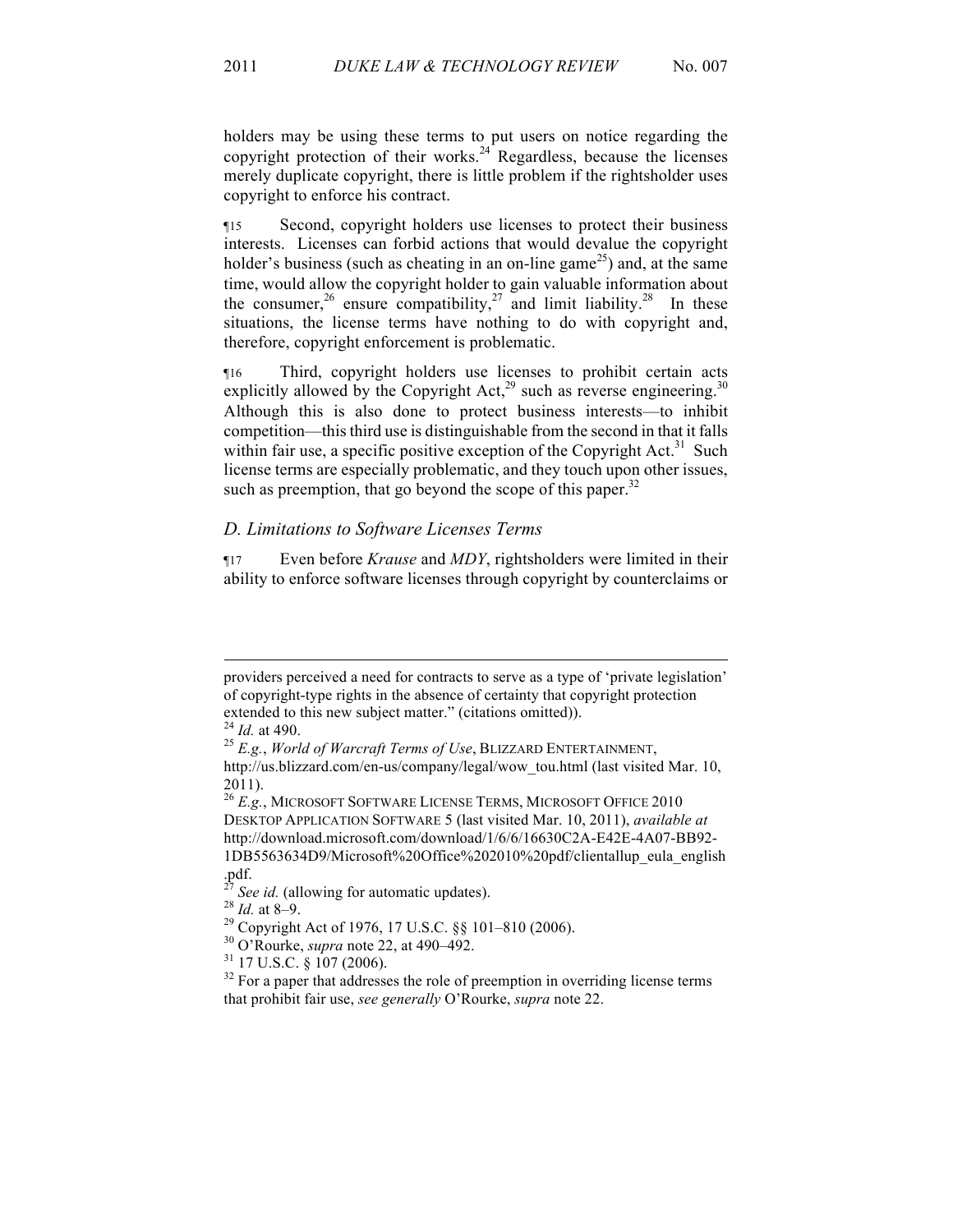holders may be using these terms to put users on notice regarding the copyright protection of their works.[24] Regardless, because the licenses merely duplicate copyright, there is little problem if the rightsholder uses copyright to enforce his contract.

¶15 Second, copyright holders use licenses to protect their business interests. Licenses can forbid actions that would devalue the copyright holder's business (such as cheating in an on-line game[25]) and, at the same time, would allow the copyright holder to gain valuable information about the consumer,[26] ensure compatibility,[27] and limit liability.[28] In these situations, the license terms have nothing to do with copyright and, therefore, copyright enforcement is problematic.

¶16 Third, copyright holders use licenses to prohibit certain acts explicitly allowed by the Copyright Act,[29] such as reverse engineering.[30] Although this is also done to protect business interests—to inhibit competition—this third use is distinguishable from the second in that it falls within fair use, a specific positive exception of the Copyright Act.[31] Such license terms are especially problematic, and they touch upon other issues, such as preemption, that go beyond the scope of this paper.[32]

### *D. Limitations to Software Licenses Terms*

¶17 Even before *Krause* and *MDY*, rightsholders were limited in their ability to enforce software licenses through copyright by counterclaims or

---

providers perceived a need for contracts to serve as a type of 'private legislation' of copyright-type rights in the absence of certainty that copyright protection extended to this new subject matter." (citations omitted)).

[24] *Id.* at 490.

[25] *E.g.*, *World of Warcraft Terms of Use*, BLIZZARD ENTERTAINMENT, http://us.blizzard.com/en-us/company/legal/wow_tou.html (last visited Mar. 10, 2011).

[26] *E.g.*, MICROSOFT SOFTWARE LICENSE TERMS, MICROSOFT OFFICE 2010 DESKTOP APPLICATION SOFTWARE 5 (last visited Mar. 10, 2011), *available at* http://download.microsoft.com/download/1/6/6/16630C2A-E42E-4A07-BB92-1DB5563634D9/Microsoft%20Office%202010%20pdf/clientallup_eula_english.pdf.

[27] *See id.* (allowing for automatic updates).

[28] *Id.* at 8–9.

[29] Copyright Act of 1976, 17 U.S.C. §§ 101–810 (2006).

[30] O'Rourke, *supra* note 22, at 490–492.

[31] 17 U.S.C. § 107 (2006).

[32] For a paper that addresses the role of preemption in overriding license terms that prohibit fair use, *see generally* O'Rourke, *supra* note 22.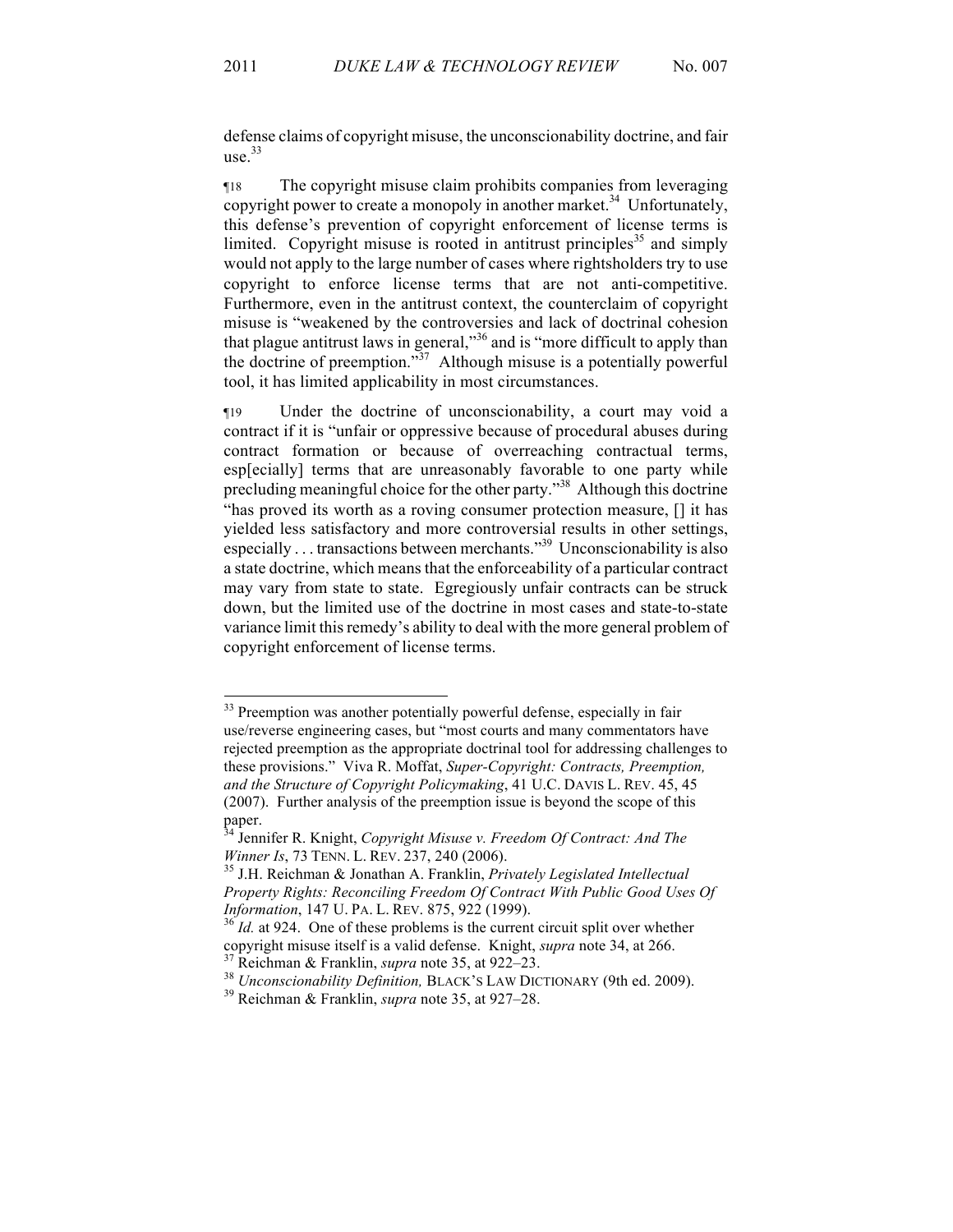defense claims of copyright misuse, the unconscionability doctrine, and fair use.[33]

¶18 The copyright misuse claim prohibits companies from leveraging copyright power to create a monopoly in another market.[34] Unfortunately, this defense's prevention of copyright enforcement of license terms is limited. Copyright misuse is rooted in antitrust principles[35] and simply would not apply to the large number of cases where rightsholders try to use copyright to enforce license terms that are not anti-competitive. Furthermore, even in the antitrust context, the counterclaim of copyright misuse is "weakened by the controversies and lack of doctrinal cohesion that plague antitrust laws in general,"[36] and is "more difficult to apply than the doctrine of preemption."[37] Although misuse is a potentially powerful tool, it has limited applicability in most circumstances.

¶19 Under the doctrine of unconscionability, a court may void a contract if it is "unfair or oppressive because of procedural abuses during contract formation or because of overreaching contractual terms, esp[ecially] terms that are unreasonably favorable to one party while precluding meaningful choice for the other party."[38] Although this doctrine "has proved its worth as a roving consumer protection measure, [] it has yielded less satisfactory and more controversial results in other settings, especially . . . transactions between merchants."[39] Unconscionability is also a state doctrine, which means that the enforceability of a particular contract may vary from state to state. Egregiously unfair contracts can be struck down, but the limited use of the doctrine in most cases and state-to-state variance limit this remedy's ability to deal with the more general problem of copyright enforcement of license terms.

---

[33] Preemption was another potentially powerful defense, especially in fair use/reverse engineering cases, but "most courts and many commentators have rejected preemption as the appropriate doctrinal tool for addressing challenges to these provisions." Viva R. Moffat, *Super-Copyright: Contracts, Preemption, and the Structure of Copyright Policymaking*, 41 U.C. DAVIS L. REV. 45, 45 (2007). Further analysis of the preemption issue is beyond the scope of this paper.

[34] Jennifer R. Knight, *Copyright Misuse v. Freedom Of Contract: And The Winner Is*, 73 TENN. L. REV. 237, 240 (2006).

[35] J.H. Reichman & Jonathan A. Franklin, *Privately Legislated Intellectual Property Rights: Reconciling Freedom Of Contract With Public Good Uses Of Information*, 147 U. PA. L. REV. 875, 922 (1999).

[36] *Id.* at 924. One of these problems is the current circuit split over whether copyright misuse itself is a valid defense. Knight, *supra* note 34, at 266.

[37] Reichman & Franklin, *supra* note 35, at 922–23.

[38] *Unconscionability Definition,* BLACK'S LAW DICTIONARY (9th ed. 2009).

[39] Reichman & Franklin, *supra* note 35, at 927–28.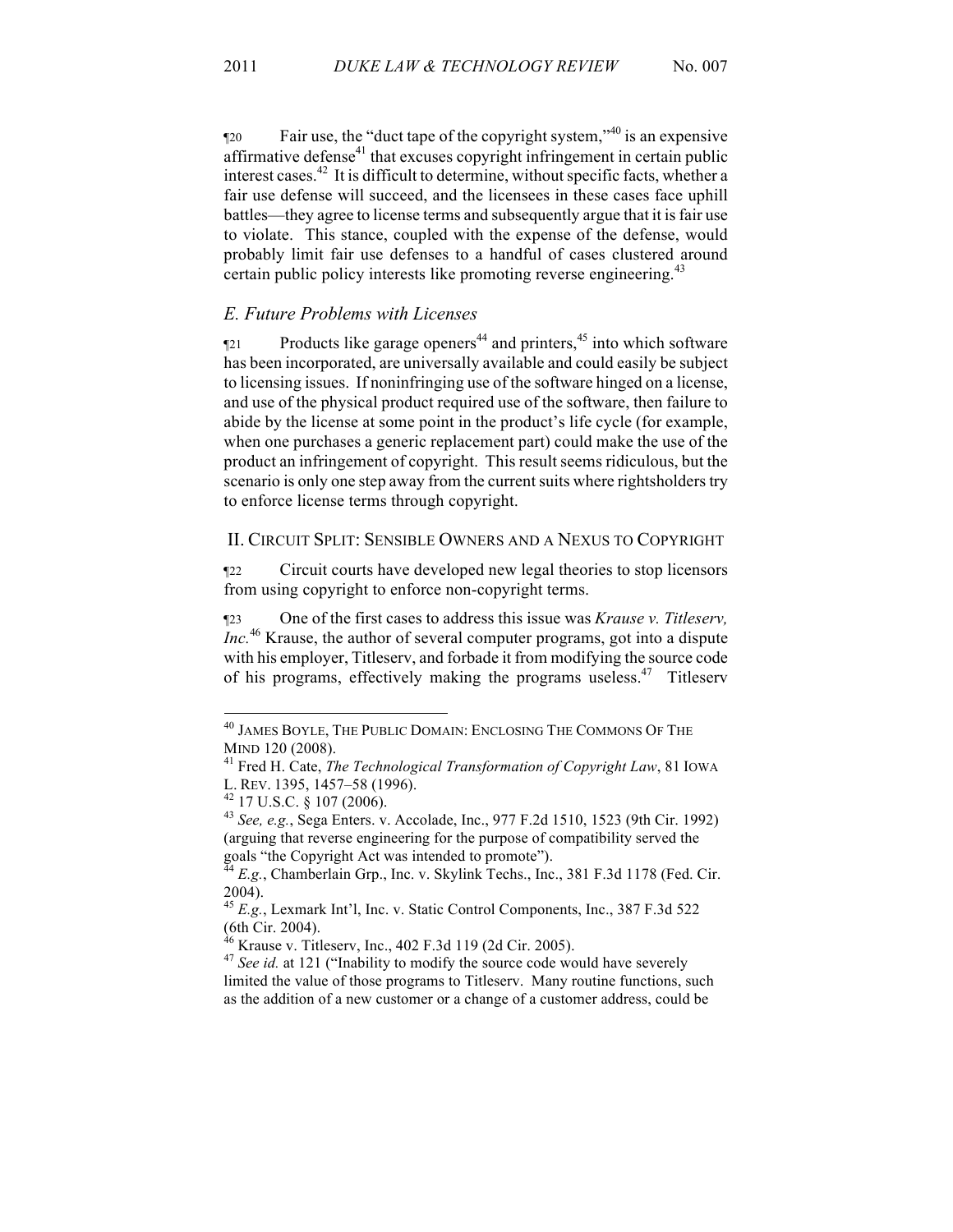¶20 Fair use, the "duct tape of the copyright system,"[40] is an expensive affirmative defense[41] that excuses copyright infringement in certain public interest cases.[42] It is difficult to determine, without specific facts, whether a fair use defense will succeed, and the licensees in these cases face uphill battles—they agree to license terms and subsequently argue that it is fair use to violate. This stance, coupled with the expense of the defense, would probably limit fair use defenses to a handful of cases clustered around certain public policy interests like promoting reverse engineering.[43]

### *E. Future Problems with Licenses*

¶21 Products like garage openers[44] and printers,[45] into which software has been incorporated, are universally available and could easily be subject to licensing issues. If noninfringing use of the software hinged on a license, and use of the physical product required use of the software, then failure to abide by the license at some point in the product's life cycle (for example, when one purchases a generic replacement part) could make the use of the product an infringement of copyright. This result seems ridiculous, but the scenario is only one step away from the current suits where rightsholders try to enforce license terms through copyright.

## II. CIRCUIT SPLIT: SENSIBLE OWNERS AND A NEXUS TO COPYRIGHT

¶22 Circuit courts have developed new legal theories to stop licensors from using copyright to enforce non-copyright terms.

¶23 One of the first cases to address this issue was *Krause v. Titleserv, Inc.*[46] Krause, the author of several computer programs, got into a dispute with his employer, Titleserv, and forbade it from modifying the source code of his programs, effectively making the programs useless.[47] Titleserv

---

[40] JAMES BOYLE, THE PUBLIC DOMAIN: ENCLOSING THE COMMONS OF THE MIND 120 (2008).

[41] Fred H. Cate, *The Technological Transformation of Copyright Law*, 81 IOWA L. REV. 1395, 1457–58 (1996).

[42] 17 U.S.C. § 107 (2006).

[43] *See, e.g.*, Sega Enters. v. Accolade, Inc., 977 F.2d 1510, 1523 (9th Cir. 1992) (arguing that reverse engineering for the purpose of compatibility served the goals "the Copyright Act was intended to promote").

[44] *E.g.*, Chamberlain Grp., Inc. v. Skylink Techs., Inc., 381 F.3d 1178 (Fed. Cir. 2004).

[45] *E.g.*, Lexmark Int'l, Inc. v. Static Control Components, Inc., 387 F.3d 522 (6th Cir. 2004).

[46] Krause v. Titleserv, Inc., 402 F.3d 119 (2d Cir. 2005).

[47] *See id.* at 121 ("Inability to modify the source code would have severely limited the value of those programs to Titleserv. Many routine functions, such as the addition of a new customer or a change of a customer address, could be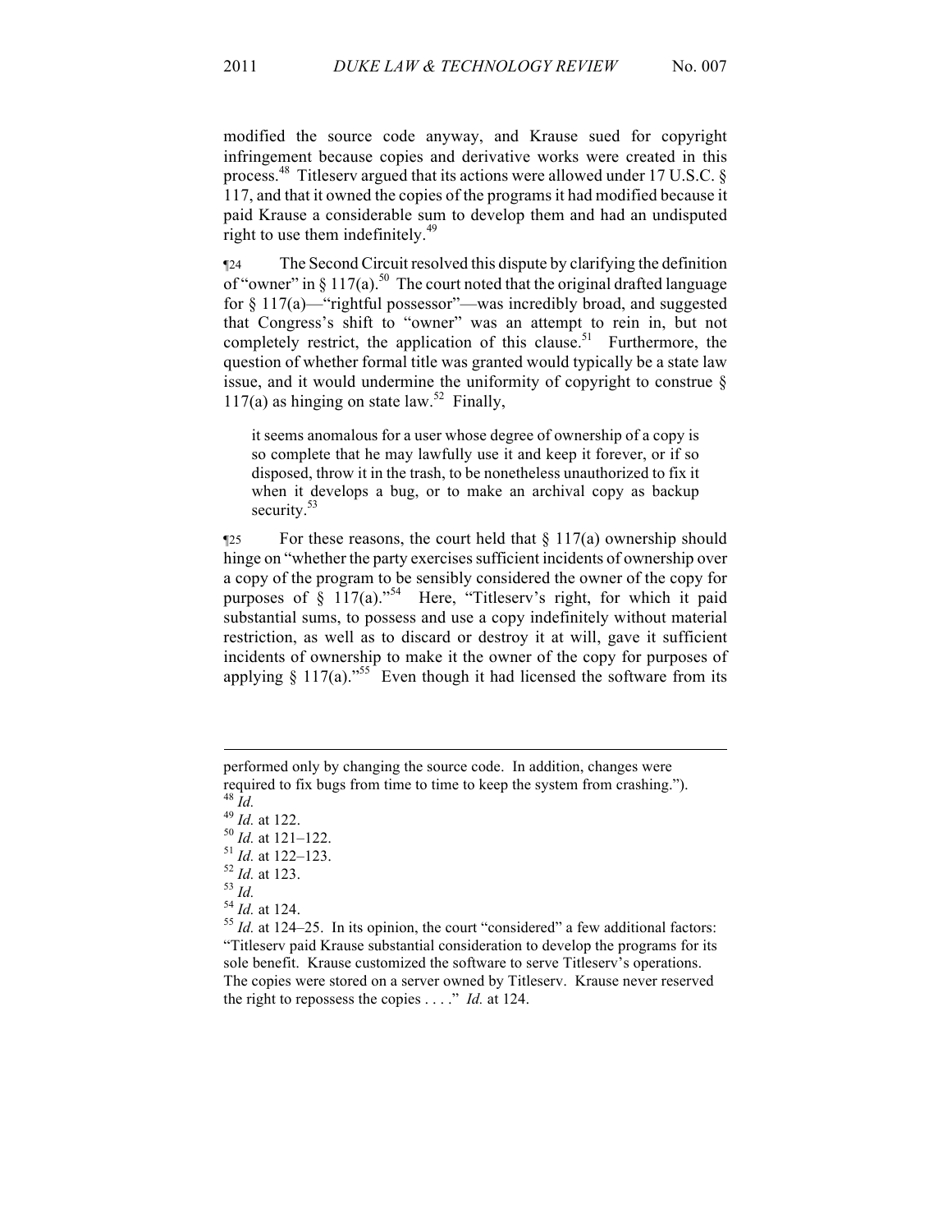modified the source code anyway, and Krause sued for copyright infringement because copies and derivative works were created in this process.[48] Titleserv argued that its actions were allowed under 17 U.S.C. § 117, and that it owned the copies of the programs it had modified because it paid Krause a considerable sum to develop them and had an undisputed right to use them indefinitely.[49]

¶24 The Second Circuit resolved this dispute by clarifying the definition of "owner" in § 117(a).[50] The court noted that the original drafted language for § 117(a)—"rightful possessor"—was incredibly broad, and suggested that Congress's shift to "owner" was an attempt to rein in, but not completely restrict, the application of this clause.[51] Furthermore, the question of whether formal title was granted would typically be a state law issue, and it would undermine the uniformity of copyright to construe § 117(a) as hinging on state law.[52] Finally,

> it seems anomalous for a user whose degree of ownership of a copy is so complete that he may lawfully use it and keep it forever, or if so disposed, throw it in the trash, to be nonetheless unauthorized to fix it when it develops a bug, or to make an archival copy as backup security.[53]

¶25 For these reasons, the court held that § 117(a) ownership should hinge on "whether the party exercises sufficient incidents of ownership over a copy of the program to be sensibly considered the owner of the copy for purposes of § 117(a)."[54] Here, "Titleserv's right, for which it paid substantial sums, to possess and use a copy indefinitely without material restriction, as well as to discard or destroy it at will, gave it sufficient incidents of ownership to make it the owner of the copy for purposes of applying § 117(a)."[55] Even though it had licensed the software from its

---

performed only by changing the source code. In addition, changes were required to fix bugs from time to time to keep the system from crashing.").

[48] *Id.*

[49] *Id.* at 122.

[50] *Id.* at 121–122.

[51] *Id.* at 122–123.

[52] *Id.* at 123.

[53] *Id.*

[54] *Id.* at 124.

[55] *Id.* at 124–25. In its opinion, the court "considered" a few additional factors: "Titleserv paid Krause substantial consideration to develop the programs for its sole benefit. Krause customized the software to serve Titleserv's operations. The copies were stored on a server owned by Titleserv. Krause never reserved the right to repossess the copies . . . ." *Id.* at 124.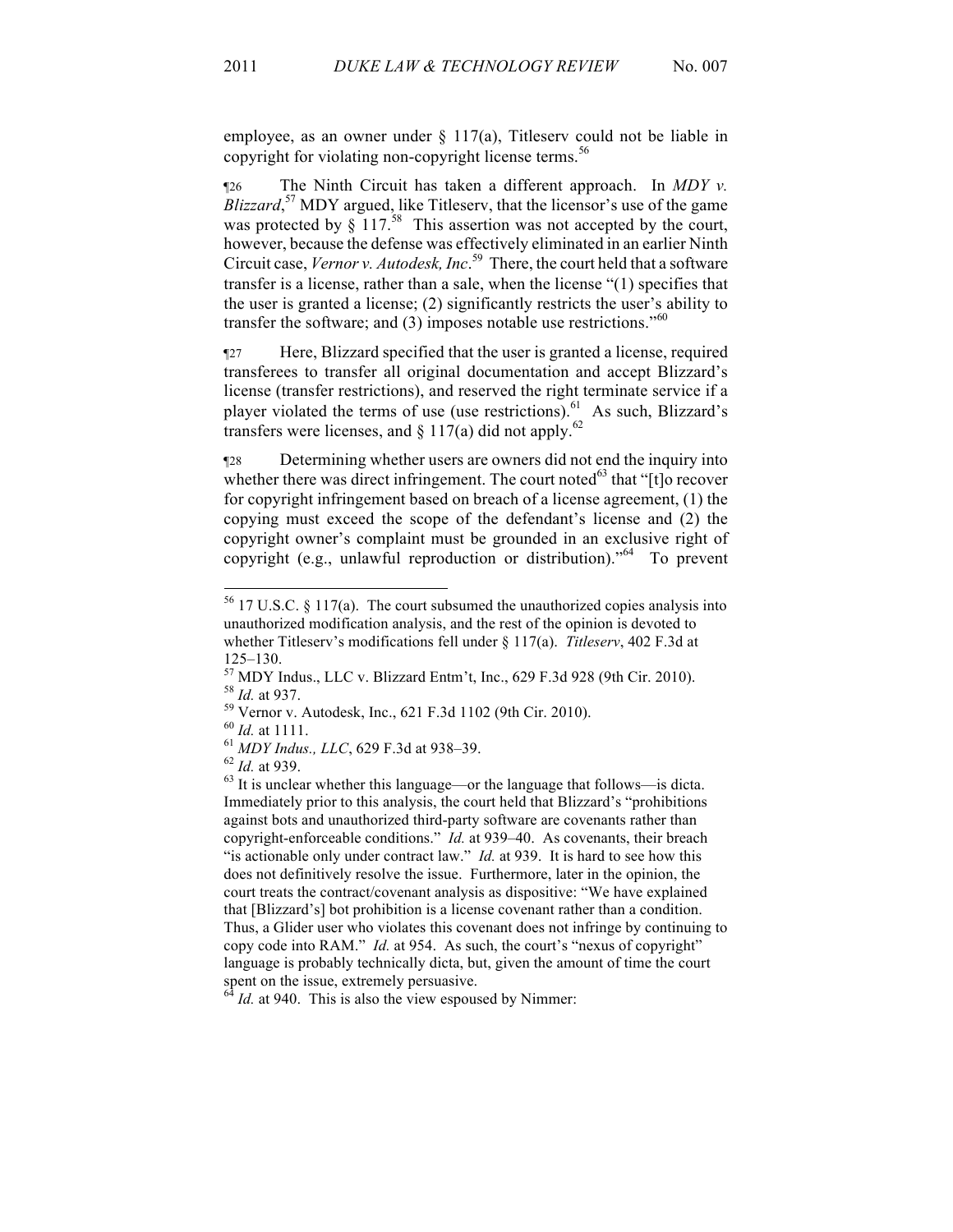employee, as an owner under § 117(a), Titleserv could not be liable in copyright for violating non-copyright license terms.[56]

¶26 The Ninth Circuit has taken a different approach. In *MDY v. Blizzard*,[57] MDY argued, like Titleserv, that the licensor's use of the game was protected by § 117.[58] This assertion was not accepted by the court, however, because the defense was effectively eliminated in an earlier Ninth Circuit case, *Vernor v. Autodesk, Inc*.[59] There, the court held that a software transfer is a license, rather than a sale, when the license "(1) specifies that the user is granted a license; (2) significantly restricts the user's ability to transfer the software; and (3) imposes notable use restrictions."[60]

¶27 Here, Blizzard specified that the user is granted a license, required transferees to transfer all original documentation and accept Blizzard's license (transfer restrictions), and reserved the right terminate service if a player violated the terms of use (use restrictions).[61] As such, Blizzard's transfers were licenses, and § 117(a) did not apply.[62]

¶28 Determining whether users are owners did not end the inquiry into whether there was direct infringement. The court noted[63] that "[t]o recover for copyright infringement based on breach of a license agreement, (1) the copying must exceed the scope of the defendant's license and (2) the copyright owner's complaint must be grounded in an exclusive right of copyright (e.g., unlawful reproduction or distribution)."[64] To prevent

---

[56] 17 U.S.C. § 117(a). The court subsumed the unauthorized copies analysis into unauthorized modification analysis, and the rest of the opinion is devoted to whether Titleserv's modifications fell under § 117(a). *Titleserv*, 402 F.3d at 125–130.

[57] MDY Indus., LLC v. Blizzard Entm't, Inc., 629 F.3d 928 (9th Cir. 2010).

[58] *Id.* at 937.

[59] Vernor v. Autodesk, Inc., 621 F.3d 1102 (9th Cir. 2010).

[60] *Id.* at 1111.

[61] *MDY Indus., LLC*, 629 F.3d at 938–39.

[62] *Id.* at 939.

[63] It is unclear whether this language—or the language that follows—is dicta. Immediately prior to this analysis, the court held that Blizzard's "prohibitions against bots and unauthorized third-party software are covenants rather than copyright-enforceable conditions." *Id.* at 939–40. As covenants, their breach "is actionable only under contract law." *Id.* at 939. It is hard to see how this does not definitively resolve the issue. Furthermore, later in the opinion, the court treats the contract/covenant analysis as dispositive: "We have explained that [Blizzard's] bot prohibition is a license covenant rather than a condition. Thus, a Glider user who violates this covenant does not infringe by continuing to copy code into RAM." *Id.* at 954. As such, the court's "nexus of copyright" language is probably technically dicta, but, given the amount of time the court spent on the issue, extremely persuasive.

[64] *Id.* at 940. This is also the view espoused by Nimmer: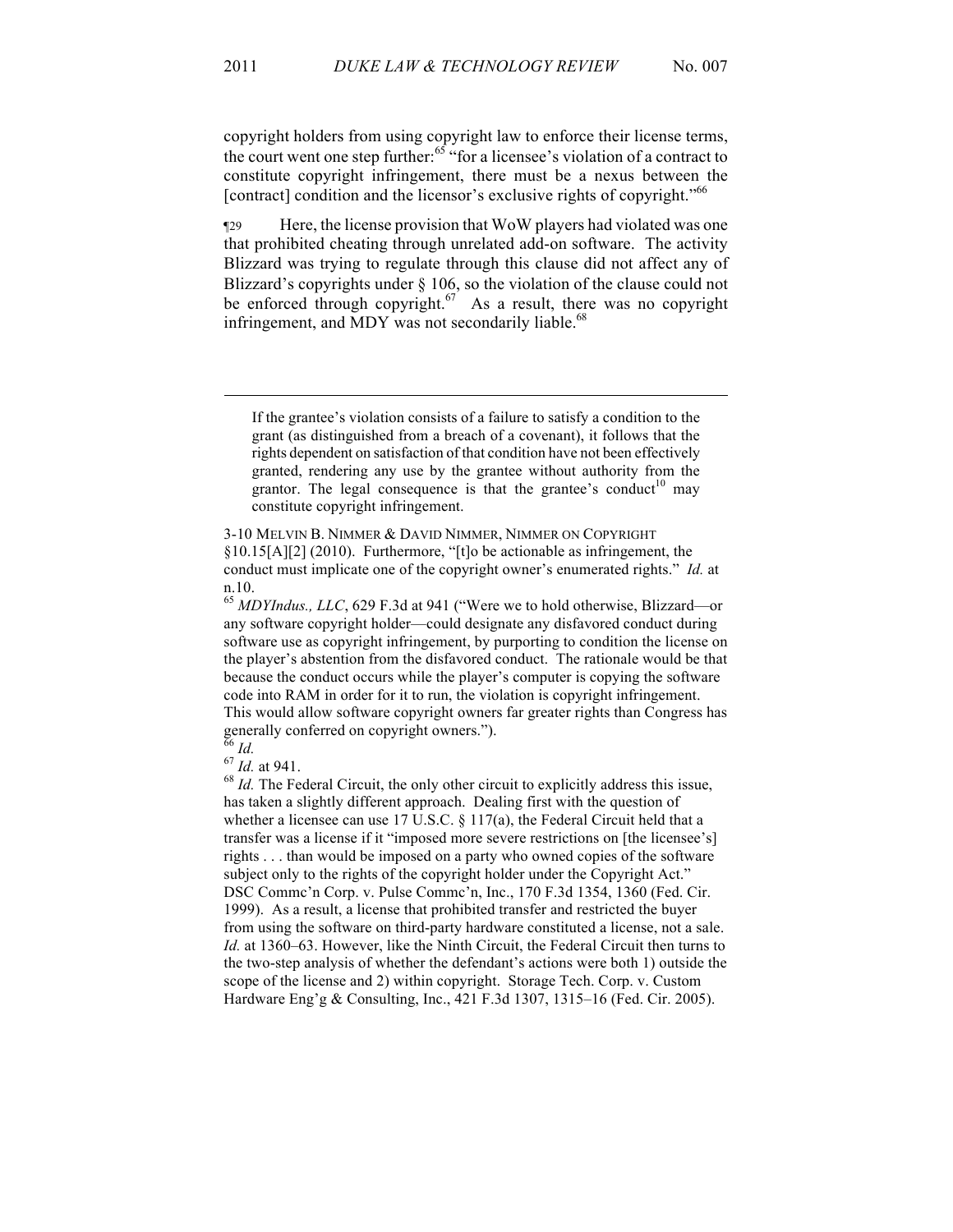copyright holders from using copyright law to enforce their license terms, the court went one step further:[65] "for a licensee's violation of a contract to constitute copyright infringement, there must be a nexus between the [contract] condition and the licensor's exclusive rights of copyright."[66]

¶29 Here, the license provision that WoW players had violated was one that prohibited cheating through unrelated add-on software. The activity Blizzard was trying to regulate through this clause did not affect any of Blizzard's copyrights under § 106, so the violation of the clause could not be enforced through copyright.[67] As a result, there was no copyright infringement, and MDY was not secondarily liable.[68]

---

> If the grantee's violation consists of a failure to satisfy a condition to the grant (as distinguished from a breach of a covenant), it follows that the rights dependent on satisfaction of that condition have not been effectively granted, rendering any use by the grantee without authority from the grantor. The legal consequence is that the grantee's conduct[10] may constitute copyright infringement.

3-10 MELVIN B. NIMMER & DAVID NIMMER, NIMMER ON COPYRIGHT §10.15[A][2] (2010). Furthermore, "[t]o be actionable as infringement, the conduct must implicate one of the copyright owner's enumerated rights." *Id.* at n.10.

[65] *MDYIndus., LLC*, 629 F.3d at 941 ("Were we to hold otherwise, Blizzard—or any software copyright holder—could designate any disfavored conduct during software use as copyright infringement, by purporting to condition the license on the player's abstention from the disfavored conduct. The rationale would be that because the conduct occurs while the player's computer is copying the software code into RAM in order for it to run, the violation is copyright infringement. This would allow software copyright owners far greater rights than Congress has generally conferred on copyright owners.").

[66] *Id.*

[67] *Id.* at 941.

[68] *Id.* The Federal Circuit, the only other circuit to explicitly address this issue, has taken a slightly different approach. Dealing first with the question of whether a licensee can use 17 U.S.C. § 117(a), the Federal Circuit held that a transfer was a license if it "imposed more severe restrictions on [the licensee's] rights . . . than would be imposed on a party who owned copies of the software subject only to the rights of the copyright holder under the Copyright Act." DSC Commc'n Corp. v. Pulse Commc'n, Inc., 170 F.3d 1354, 1360 (Fed. Cir. 1999). As a result, a license that prohibited transfer and restricted the buyer from using the software on third-party hardware constituted a license, not a sale. *Id.* at 1360–63. However, like the Ninth Circuit, the Federal Circuit then turns to the two-step analysis of whether the defendant's actions were both 1) outside the scope of the license and 2) within copyright. Storage Tech. Corp. v. Custom Hardware Eng'g & Consulting, Inc., 421 F.3d 1307, 1315–16 (Fed. Cir. 2005).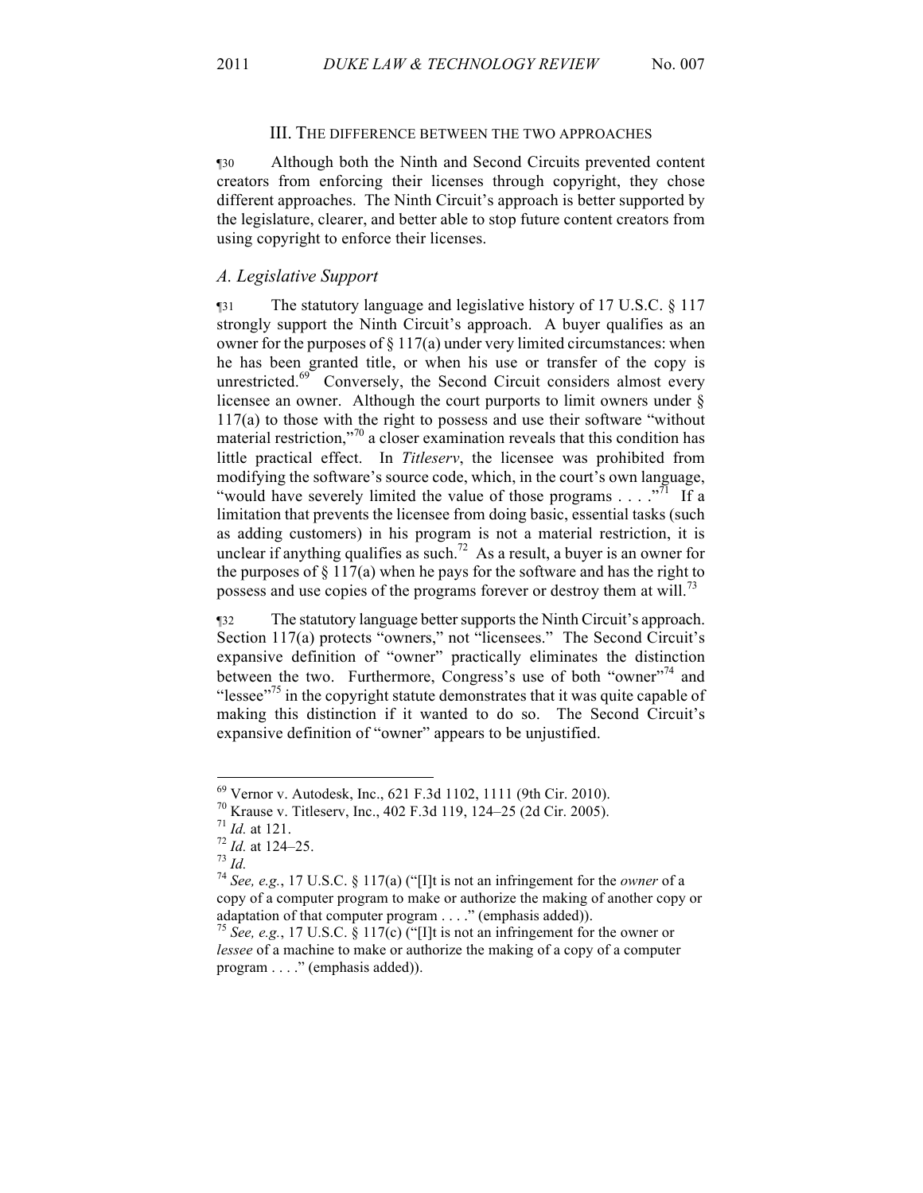## III. THE DIFFERENCE BETWEEN THE TWO APPROACHES

¶30 Although both the Ninth and Second Circuits prevented content creators from enforcing their licenses through copyright, they chose different approaches. The Ninth Circuit's approach is better supported by the legislature, clearer, and better able to stop future content creators from using copyright to enforce their licenses.

### *A. Legislative Support*

¶31 The statutory language and legislative history of 17 U.S.C. § 117 strongly support the Ninth Circuit's approach. A buyer qualifies as an owner for the purposes of § 117(a) under very limited circumstances: when he has been granted title, or when his use or transfer of the copy is unrestricted.[69] Conversely, the Second Circuit considers almost every licensee an owner. Although the court purports to limit owners under § 117(a) to those with the right to possess and use their software "without material restriction,"[70] a closer examination reveals that this condition has little practical effect. In *Titleserv*, the licensee was prohibited from modifying the software's source code, which, in the court's own language, "would have severely limited the value of those programs . . . ."[71] If a limitation that prevents the licensee from doing basic, essential tasks (such as adding customers) in his program is not a material restriction, it is unclear if anything qualifies as such.[72] As a result, a buyer is an owner for the purposes of § 117(a) when he pays for the software and has the right to possess and use copies of the programs forever or destroy them at will.[73]

¶32 The statutory language better supports the Ninth Circuit's approach. Section 117(a) protects "owners," not "licensees." The Second Circuit's expansive definition of "owner" practically eliminates the distinction between the two. Furthermore, Congress's use of both "owner"[74] and "lessee"[75] in the copyright statute demonstrates that it was quite capable of making this distinction if it wanted to do so. The Second Circuit's expansive definition of "owner" appears to be unjustified.

---

[69] Vernor v. Autodesk, Inc., 621 F.3d 1102, 1111 (9th Cir. 2010).

[70] Krause v. Titleserv, Inc., 402 F.3d 119, 124–25 (2d Cir. 2005).

[71] *Id.* at 121.

[72] *Id.* at 124–25.

[73] *Id.*

[74] *See, e.g.*, 17 U.S.C. § 117(a) ("[I]t is not an infringement for the *owner* of a copy of a computer program to make or authorize the making of another copy or adaptation of that computer program . . . ." (emphasis added)).

[75] *See, e.g.*, 17 U.S.C. § 117(c) ("[I]t is not an infringement for the owner or *lessee* of a machine to make or authorize the making of a copy of a computer program . . . ." (emphasis added)).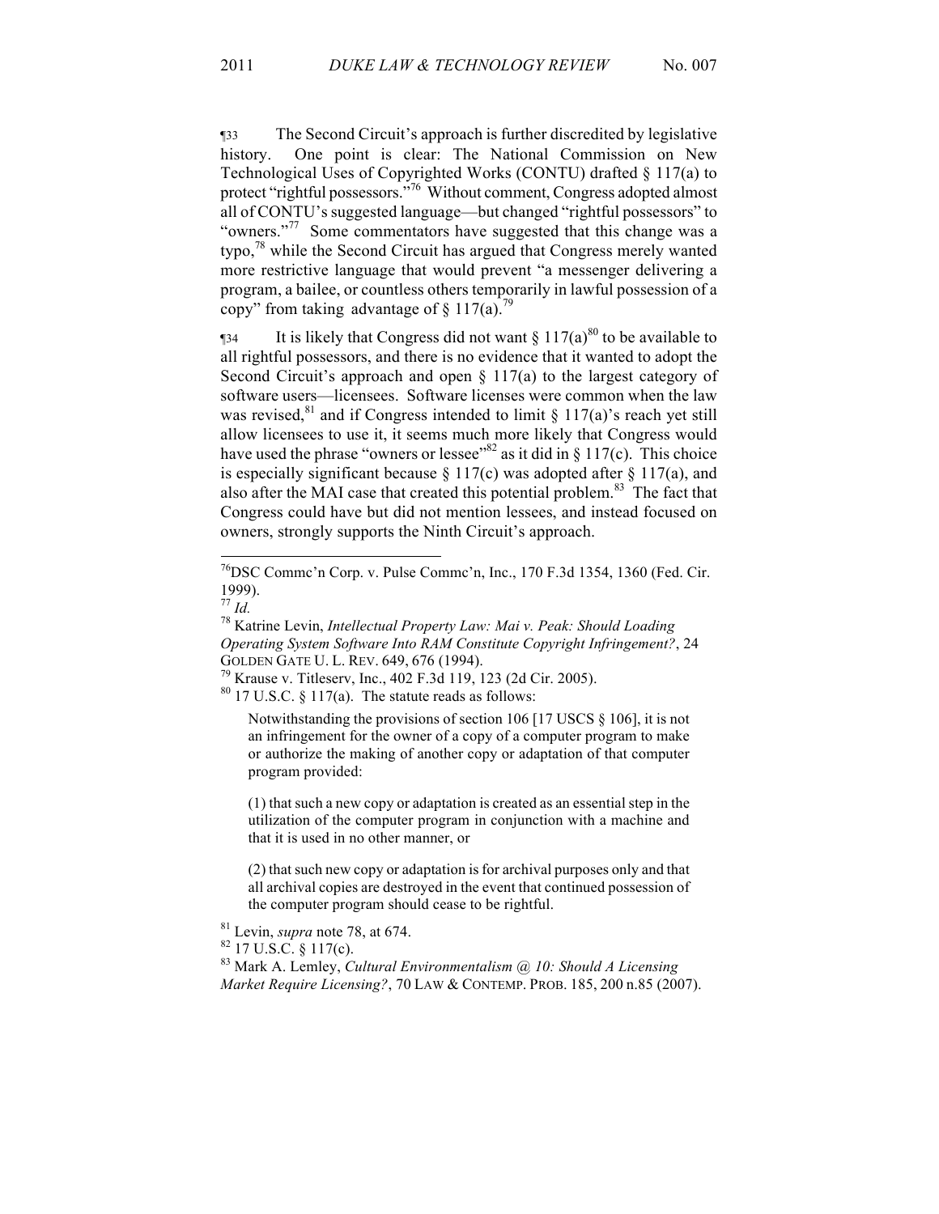¶33 The Second Circuit's approach is further discredited by legislative history. One point is clear: The National Commission on New Technological Uses of Copyrighted Works (CONTU) drafted § 117(a) to protect "rightful possessors."[76] Without comment, Congress adopted almost all of CONTU's suggested language—but changed "rightful possessors" to "owners."[77] Some commentators have suggested that this change was a typo,[78] while the Second Circuit has argued that Congress merely wanted more restrictive language that would prevent "a messenger delivering a program, a bailee, or countless others temporarily in lawful possession of a copy" from taking advantage of § 117(a).[79]

¶34 It is likely that Congress did not want § 117(a)[80] to be available to all rightful possessors, and there is no evidence that it wanted to adopt the Second Circuit's approach and open § 117(a) to the largest category of software users—licensees. Software licenses were common when the law was revised,[81] and if Congress intended to limit § 117(a)'s reach yet still allow licensees to use it, it seems much more likely that Congress would have used the phrase "owners or lessee"[82] as it did in § 117(c). This choice is especially significant because § 117(c) was adopted after § 117(a), and also after the MAI case that created this potential problem.[83] The fact that Congress could have but did not mention lessees, and instead focused on owners, strongly supports the Ninth Circuit's approach.

---

[76] DSC Commc'n Corp. v. Pulse Commc'n, Inc., 170 F.3d 1354, 1360 (Fed. Cir. 1999).

[77] *Id.*

[78] Katrine Levin, *Intellectual Property Law: Mai v. Peak: Should Loading Operating System Software Into RAM Constitute Copyright Infringement?*, 24 GOLDEN GATE U. L. REV. 649, 676 (1994).

[79] Krause v. Titleserv, Inc., 402 F.3d 119, 123 (2d Cir. 2005).

[80] 17 U.S.C. § 117(a). The statute reads as follows:

> Notwithstanding the provisions of section 106 [17 USCS § 106], it is not an infringement for the owner of a copy of a computer program to make or authorize the making of another copy or adaptation of that computer program provided:
>
> (1) that such a new copy or adaptation is created as an essential step in the utilization of the computer program in conjunction with a machine and that it is used in no other manner, or
>
> (2) that such new copy or adaptation is for archival purposes only and that all archival copies are destroyed in the event that continued possession of the computer program should cease to be rightful.

[81] Levin, *supra* note 78, at 674.

[82] 17 U.S.C. § 117(c).

[83] Mark A. Lemley, *Cultural Environmentalism @ 10: Should A Licensing Market Require Licensing?*, 70 LAW & CONTEMP. PROB. 185, 200 n.85 (2007).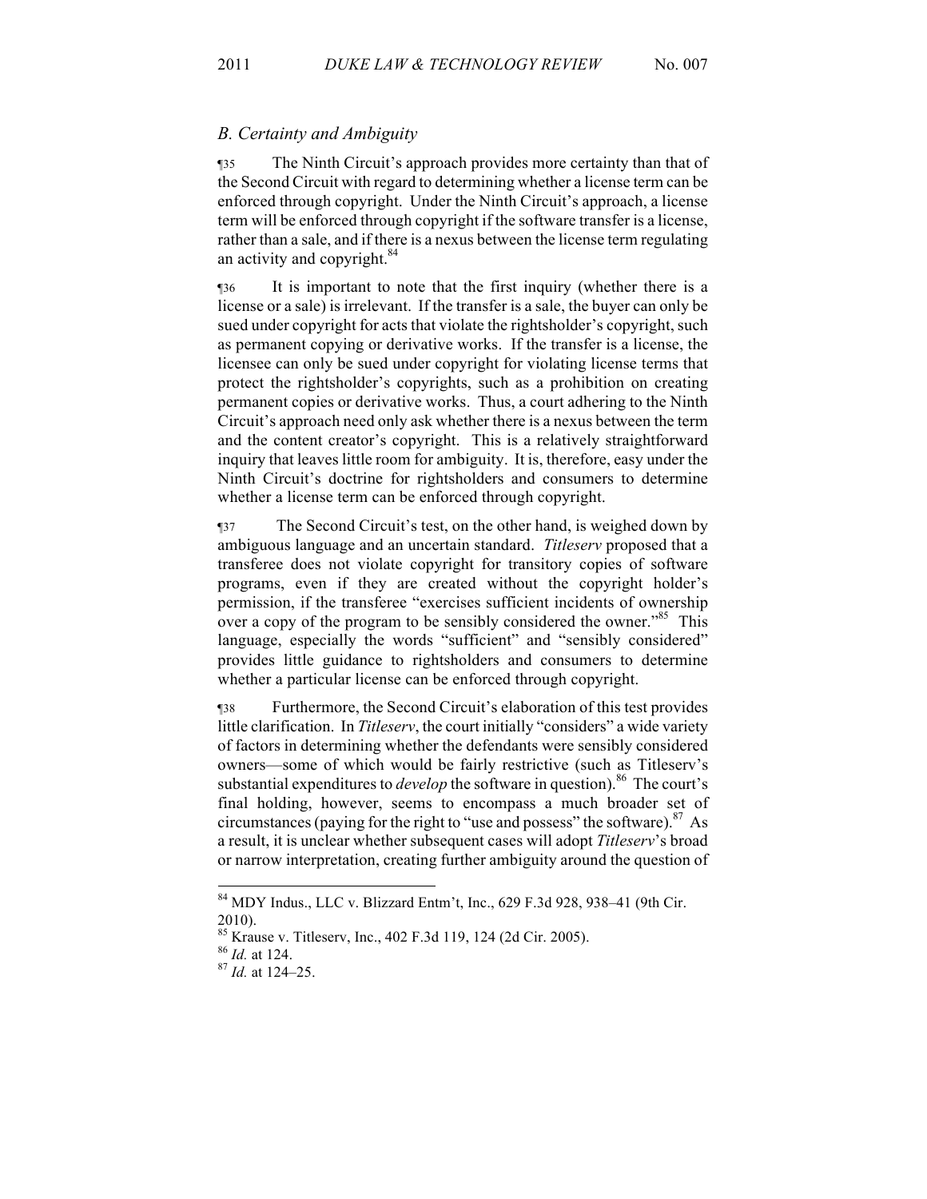### *B. Certainty and Ambiguity*

¶35 The Ninth Circuit's approach provides more certainty than that of the Second Circuit with regard to determining whether a license term can be enforced through copyright. Under the Ninth Circuit's approach, a license term will be enforced through copyright if the software transfer is a license, rather than a sale, and if there is a nexus between the license term regulating an activity and copyright.[84]

¶36 It is important to note that the first inquiry (whether there is a license or a sale) is irrelevant. If the transfer is a sale, the buyer can only be sued under copyright for acts that violate the rightsholder's copyright, such as permanent copying or derivative works. If the transfer is a license, the licensee can only be sued under copyright for violating license terms that protect the rightsholder's copyrights, such as a prohibition on creating permanent copies or derivative works. Thus, a court adhering to the Ninth Circuit's approach need only ask whether there is a nexus between the term and the content creator's copyright. This is a relatively straightforward inquiry that leaves little room for ambiguity. It is, therefore, easy under the Ninth Circuit's doctrine for rightsholders and consumers to determine whether a license term can be enforced through copyright.

¶37 The Second Circuit's test, on the other hand, is weighed down by ambiguous language and an uncertain standard. *Titleserv* proposed that a transferee does not violate copyright for transitory copies of software programs, even if they are created without the copyright holder's permission, if the transferee "exercises sufficient incidents of ownership over a copy of the program to be sensibly considered the owner."[85] This language, especially the words "sufficient" and "sensibly considered" provides little guidance to rightsholders and consumers to determine whether a particular license can be enforced through copyright.

¶38 Furthermore, the Second Circuit's elaboration of this test provides little clarification. In *Titleserv*, the court initially "considers" a wide variety of factors in determining whether the defendants were sensibly considered owners—some of which would be fairly restrictive (such as Titleserv's substantial expenditures to *develop* the software in question).[86] The court's final holding, however, seems to encompass a much broader set of circumstances (paying for the right to "use and possess" the software).[87] As a result, it is unclear whether subsequent cases will adopt *Titleserv*'s broad or narrow interpretation, creating further ambiguity around the question of

---

[84] MDY Indus., LLC v. Blizzard Entm't, Inc., 629 F.3d 928, 938–41 (9th Cir. 2010).

[85] Krause v. Titleserv, Inc., 402 F.3d 119, 124 (2d Cir. 2005).

[86] *Id.* at 124.

[87] *Id.* at 124–25.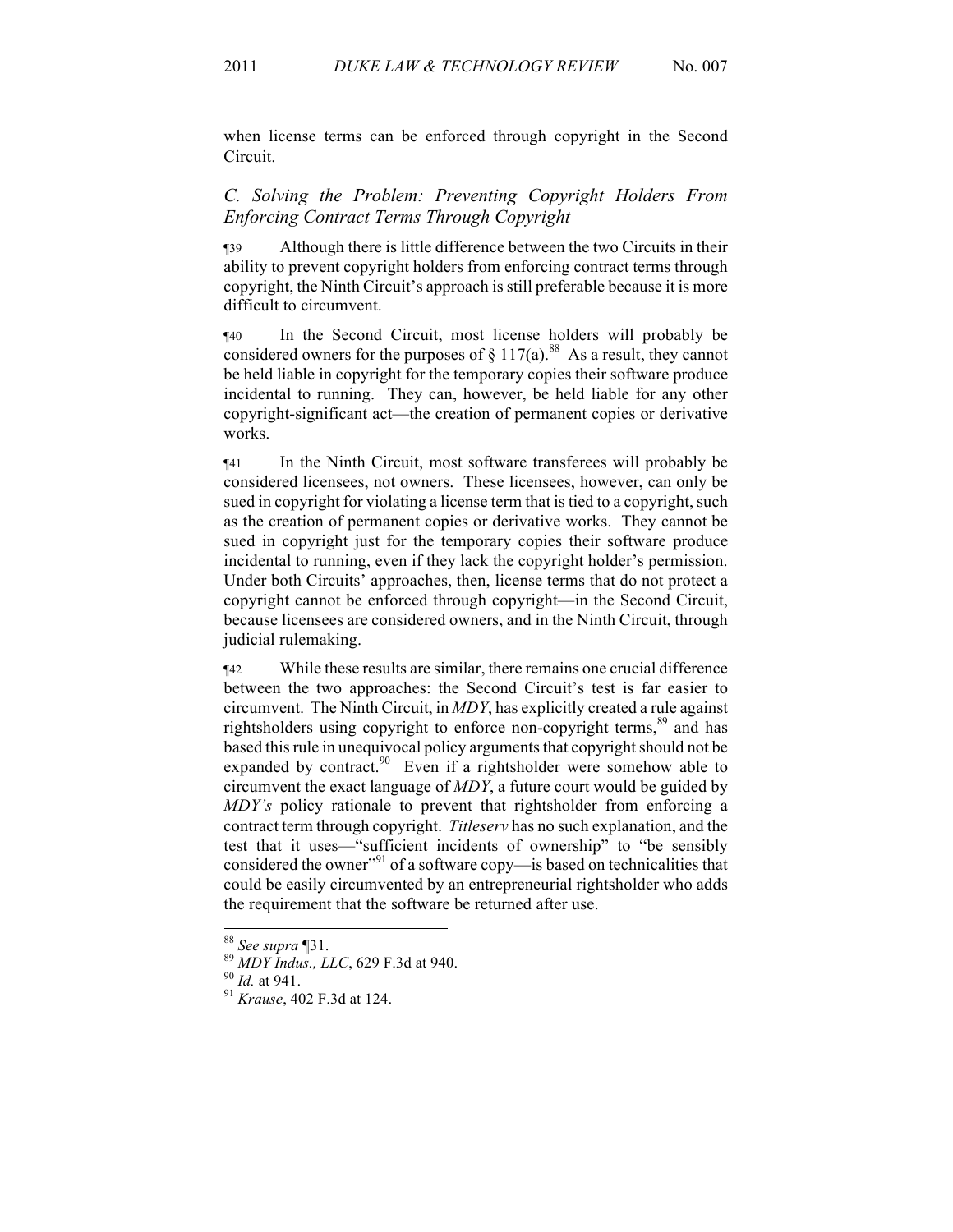when license terms can be enforced through copyright in the Second Circuit.

### *C. Solving the Problem: Preventing Copyright Holders From Enforcing Contract Terms Through Copyright*

¶39 Although there is little difference between the two Circuits in their ability to prevent copyright holders from enforcing contract terms through copyright, the Ninth Circuit's approach is still preferable because it is more difficult to circumvent.

¶40 In the Second Circuit, most license holders will probably be considered owners for the purposes of § 117(a).[88] As a result, they cannot be held liable in copyright for the temporary copies their software produce incidental to running. They can, however, be held liable for any other copyright-significant act—the creation of permanent copies or derivative works.

¶41 In the Ninth Circuit, most software transferees will probably be considered licensees, not owners. These licensees, however, can only be sued in copyright for violating a license term that is tied to a copyright, such as the creation of permanent copies or derivative works. They cannot be sued in copyright just for the temporary copies their software produce incidental to running, even if they lack the copyright holder's permission. Under both Circuits' approaches, then, license terms that do not protect a copyright cannot be enforced through copyright—in the Second Circuit, because licensees are considered owners, and in the Ninth Circuit, through judicial rulemaking.

¶42 While these results are similar, there remains one crucial difference between the two approaches: the Second Circuit's test is far easier to circumvent. The Ninth Circuit, in *MDY*, has explicitly created a rule against rightsholders using copyright to enforce non-copyright terms,[89] and has based this rule in unequivocal policy arguments that copyright should not be expanded by contract.[90] Even if a rightsholder were somehow able to circumvent the exact language of *MDY*, a future court would be guided by *MDY's* policy rationale to prevent that rightsholder from enforcing a contract term through copyright. *Titleserv* has no such explanation, and the test that it uses—"sufficient incidents of ownership" to "be sensibly considered the owner"[91] of a software copy—is based on technicalities that could be easily circumvented by an entrepreneurial rightsholder who adds the requirement that the software be returned after use.

---

[88] *See supra* ¶31.

[89] *MDY Indus., LLC*, 629 F.3d at 940.

[90] *Id.* at 941.

[91] *Krause*, 402 F.3d at 124.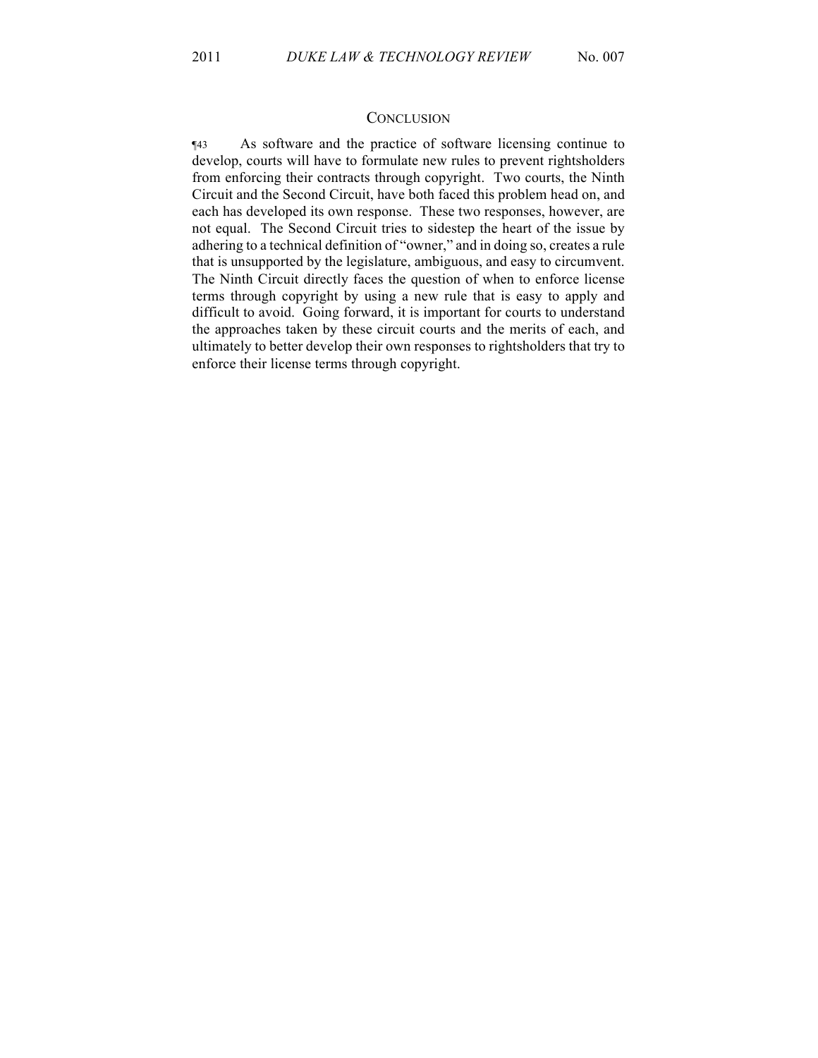## CONCLUSION

¶43 As software and the practice of software licensing continue to develop, courts will have to formulate new rules to prevent rightsholders from enforcing their contracts through copyright. Two courts, the Ninth Circuit and the Second Circuit, have both faced this problem head on, and each has developed its own response. These two responses, however, are not equal. The Second Circuit tries to sidestep the heart of the issue by adhering to a technical definition of "owner," and in doing so, creates a rule that is unsupported by the legislature, ambiguous, and easy to circumvent. The Ninth Circuit directly faces the question of when to enforce license terms through copyright by using a new rule that is easy to apply and difficult to avoid. Going forward, it is important for courts to understand the approaches taken by these circuit courts and the merits of each, and ultimately to better develop their own responses to rightsholders that try to enforce their license terms through copyright.